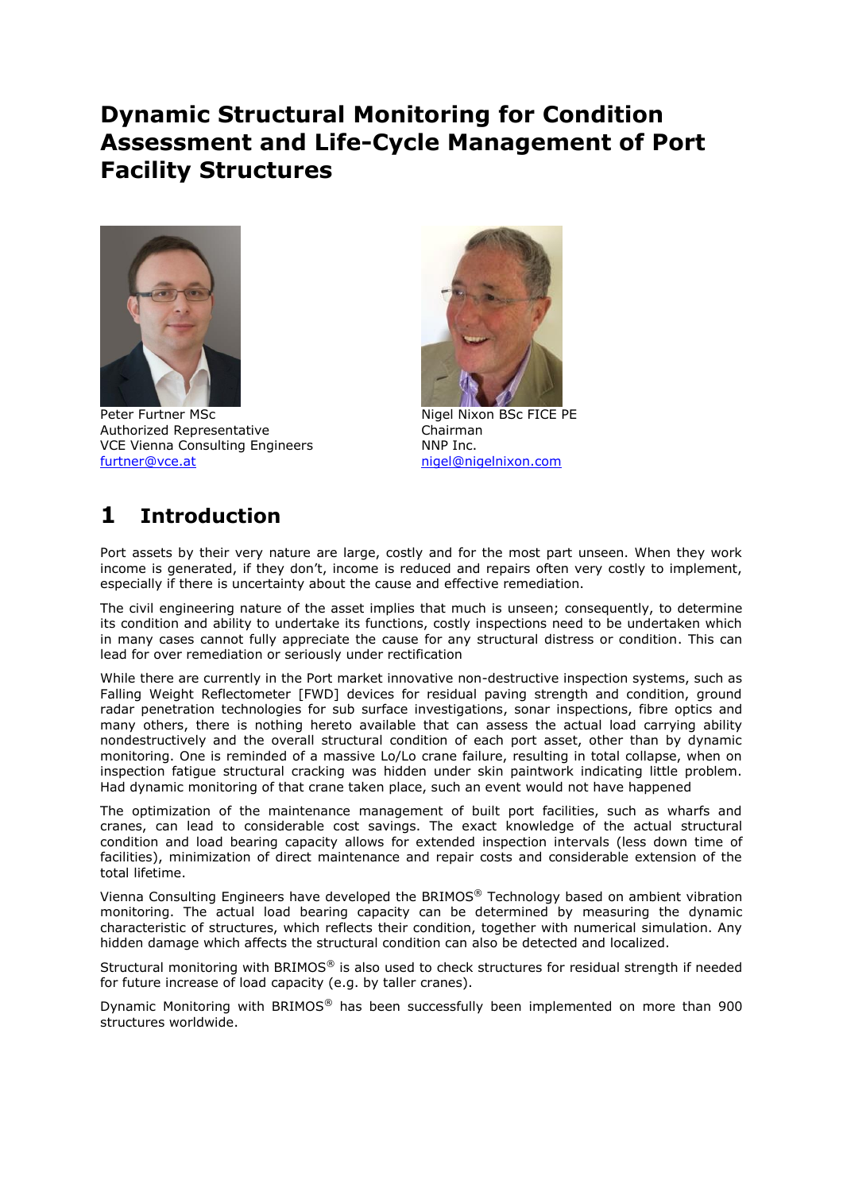# Dynamic Structural Monitoring for Condition Assessment and Life-Cycle Management of Port Facility Structures

Peter Furtner MSc
Authorized Representative
VCE Vienna Consulting Engineers
furtner@vce.at

Nigel Nixon BSc FICE PE
Chairman
NNP Inc.
nigel@nigelnixon.com

## 1 Introduction

Port assets by their very nature are large, costly and for the most part unseen. When they work income is generated, if they don't, income is reduced and repairs often very costly to implement, especially if there is uncertainty about the cause and effective remediation.

The civil engineering nature of the asset implies that much is unseen; consequently, to determine its condition and ability to undertake its functions, costly inspections need to be undertaken which in many cases cannot fully appreciate the cause for any structural distress or condition. This can lead for over remediation or seriously under rectification

While there are currently in the Port market innovative non-destructive inspection systems, such as Falling Weight Reflectometer [FWD] devices for residual paving strength and condition, ground radar penetration technologies for sub surface investigations, sonar inspections, fibre optics and many others, there is nothing hereto available that can assess the actual load carrying ability nondestructively and the overall structural condition of each port asset, other than by dynamic monitoring. One is reminded of a massive Lo/Lo crane failure, resulting in total collapse, when on inspection fatigue structural cracking was hidden under skin paintwork indicating little problem. Had dynamic monitoring of that crane taken place, such an event would not have happened

The optimization of the maintenance management of built port facilities, such as wharfs and cranes, can lead to considerable cost savings. The exact knowledge of the actual structural condition and load bearing capacity allows for extended inspection intervals (less down time of facilities), minimization of direct maintenance and repair costs and considerable extension of the total lifetime.

Vienna Consulting Engineers have developed the BRIMOS® Technology based on ambient vibration monitoring. The actual load bearing capacity can be determined by measuring the dynamic characteristic of structures, which reflects their condition, together with numerical simulation. Any hidden damage which affects the structural condition can also be detected and localized.

Structural monitoring with BRIMOS® is also used to check structures for residual strength if needed for future increase of load capacity (e.g. by taller cranes).

Dynamic Monitoring with BRIMOS® has been successfully been implemented on more than 900 structures worldwide.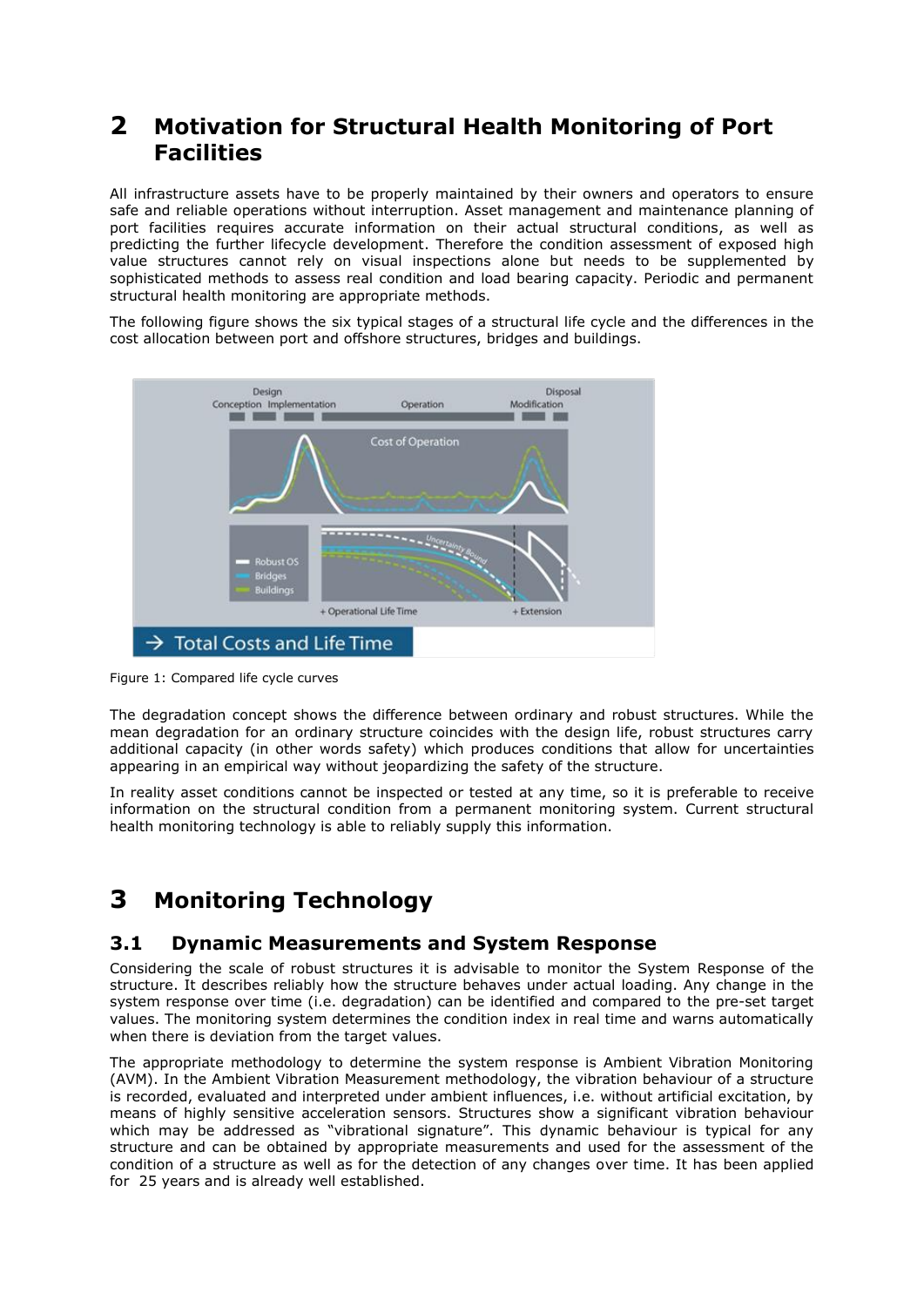# 2 Motivation for Structural Health Monitoring of Port Facilities

All infrastructure assets have to be properly maintained by their owners and operators to ensure safe and reliable operations without interruption. Asset management and maintenance planning of port facilities requires accurate information on their actual structural conditions, as well as predicting the further lifecycle development. Therefore the condition assessment of exposed high value structures cannot rely on visual inspections alone but needs to be supplemented by sophisticated methods to assess real condition and load bearing capacity. Periodic and permanent structural health monitoring are appropriate methods.

The following figure shows the six typical stages of a structural life cycle and the differences in the cost allocation between port and offshore structures, bridges and buildings.

Figure 1: Compared life cycle curves

The degradation concept shows the difference between ordinary and robust structures. While the mean degradation for an ordinary structure coincides with the design life, robust structures carry additional capacity (in other words safety) which produces conditions that allow for uncertainties appearing in an empirical way without jeopardizing the safety of the structure.

In reality asset conditions cannot be inspected or tested at any time, so it is preferable to receive information on the structural condition from a permanent monitoring system. Current structural health monitoring technology is able to reliably supply this information.

# 3 Monitoring Technology

## 3.1 Dynamic Measurements and System Response

Considering the scale of robust structures it is advisable to monitor the System Response of the structure. It describes reliably how the structure behaves under actual loading. Any change in the system response over time (i.e. degradation) can be identified and compared to the pre-set target values. The monitoring system determines the condition index in real time and warns automatically when there is deviation from the target values.

The appropriate methodology to determine the system response is Ambient Vibration Monitoring (AVM). In the Ambient Vibration Measurement methodology, the vibration behaviour of a structure is recorded, evaluated and interpreted under ambient influences, i.e. without artificial excitation, by means of highly sensitive acceleration sensors. Structures show a significant vibration behaviour which may be addressed as "vibrational signature". This dynamic behaviour is typical for any structure and can be obtained by appropriate measurements and used for the assessment of the condition of a structure as well as for the detection of any changes over time. It has been applied for 25 years and is already well established.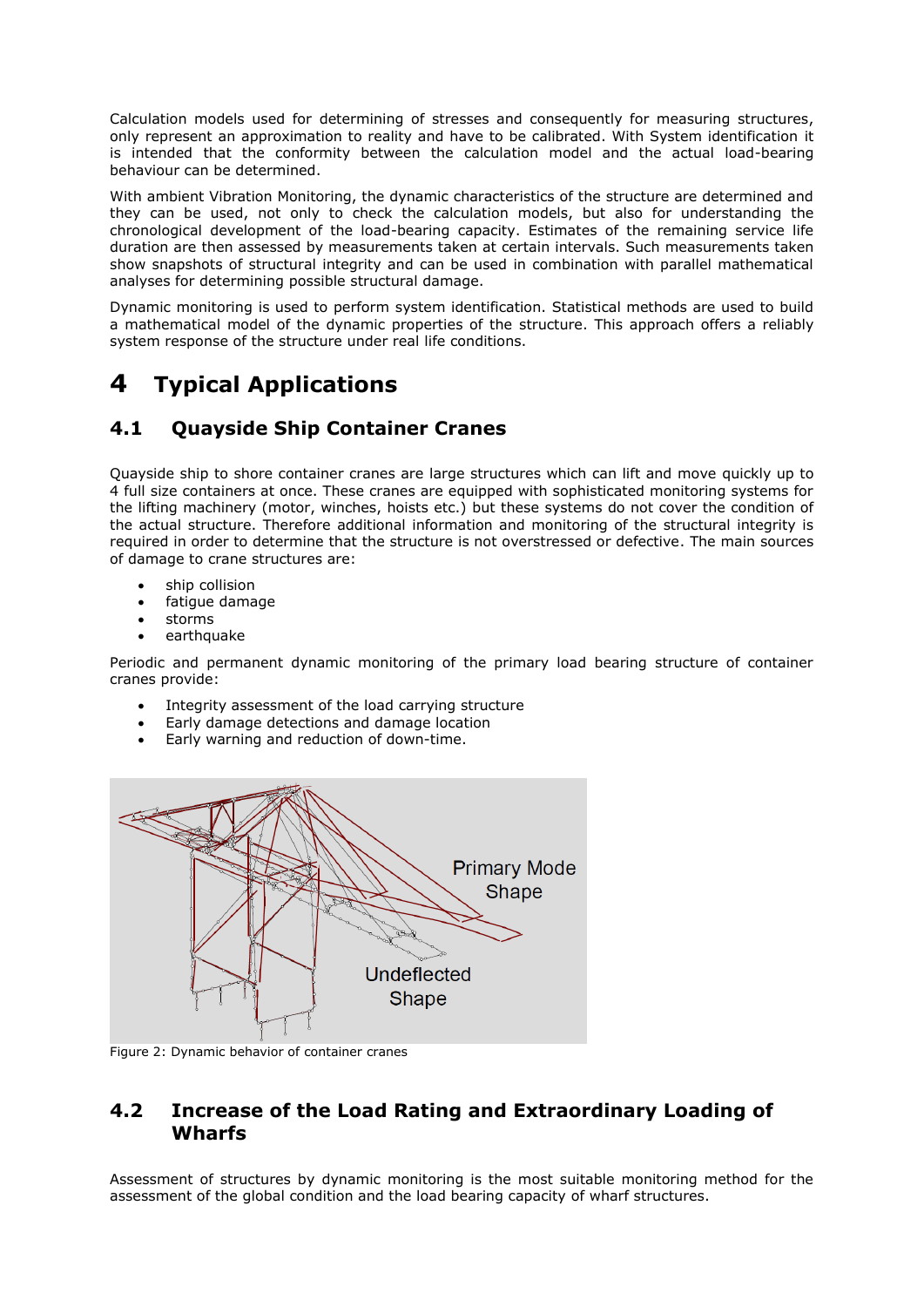Calculation models used for determining of stresses and consequently for measuring structures, only represent an approximation to reality and have to be calibrated. With System identification it is intended that the conformity between the calculation model and the actual load-bearing behaviour can be determined.

With ambient Vibration Monitoring, the dynamic characteristics of the structure are determined and they can be used, not only to check the calculation models, but also for understanding the chronological development of the load-bearing capacity. Estimates of the remaining service life duration are then assessed by measurements taken at certain intervals. Such measurements taken show snapshots of structural integrity and can be used in combination with parallel mathematical analyses for determining possible structural damage.

Dynamic monitoring is used to perform system identification. Statistical methods are used to build a mathematical model of the dynamic properties of the structure. This approach offers a reliably system response of the structure under real life conditions.

# 4 Typical Applications

## 4.1 Quayside Ship Container Cranes

Quayside ship to shore container cranes are large structures which can lift and move quickly up to 4 full size containers at once. These cranes are equipped with sophisticated monitoring systems for the lifting machinery (motor, winches, hoists etc.) but these systems do not cover the condition of the actual structure. Therefore additional information and monitoring of the structural integrity is required in order to determine that the structure is not overstressed or defective. The main sources of damage to crane structures are:

- ship collision
- fatigue damage
- storms
- earthquake

Periodic and permanent dynamic monitoring of the primary load bearing structure of container cranes provide:

- Integrity assessment of the load carrying structure
- Early damage detections and damage location
- Early warning and reduction of down-time.

Figure 2: Dynamic behavior of container cranes

## 4.2 Increase of the Load Rating and Extraordinary Loading of Wharfs

Assessment of structures by dynamic monitoring is the most suitable monitoring method for the assessment of the global condition and the load bearing capacity of wharf structures.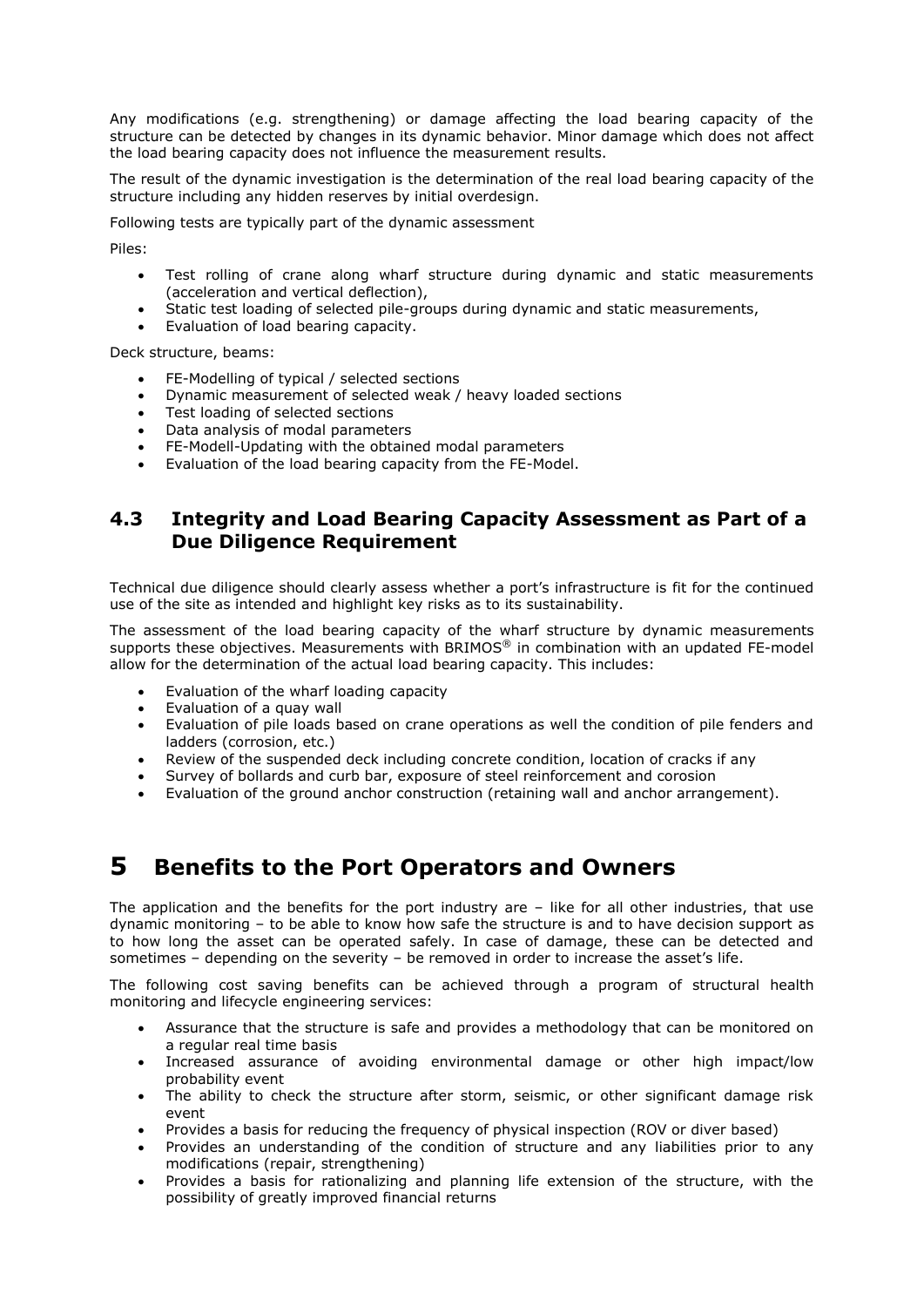Any modifications (e.g. strengthening) or damage affecting the load bearing capacity of the structure can be detected by changes in its dynamic behavior. Minor damage which does not affect the load bearing capacity does not influence the measurement results.

The result of the dynamic investigation is the determination of the real load bearing capacity of the structure including any hidden reserves by initial overdesign.

Following tests are typically part of the dynamic assessment

Piles:

- Test rolling of crane along wharf structure during dynamic and static measurements (acceleration and vertical deflection),
- Static test loading of selected pile-groups during dynamic and static measurements,
- Evaluation of load bearing capacity.

Deck structure, beams:

- FE-Modelling of typical / selected sections
- Dynamic measurement of selected weak / heavy loaded sections
- Test loading of selected sections
- Data analysis of modal parameters
- FE-Modell-Updating with the obtained modal parameters
- Evaluation of the load bearing capacity from the FE-Model.

## 4.3 Integrity and Load Bearing Capacity Assessment as Part of a Due Diligence Requirement

Technical due diligence should clearly assess whether a port's infrastructure is fit for the continued use of the site as intended and highlight key risks as to its sustainability.

The assessment of the load bearing capacity of the wharf structure by dynamic measurements supports these objectives. Measurements with BRIMOS® in combination with an updated FE-model allow for the determination of the actual load bearing capacity. This includes:

- Evaluation of the wharf loading capacity
- Evaluation of a quay wall
- Evaluation of pile loads based on crane operations as well the condition of pile fenders and ladders (corrosion, etc.)
- Review of the suspended deck including concrete condition, location of cracks if any
- Survey of bollards and curb bar, exposure of steel reinforcement and corosion
- Evaluation of the ground anchor construction (retaining wall and anchor arrangement).

# 5 Benefits to the Port Operators and Owners

The application and the benefits for the port industry are – like for all other industries, that use dynamic monitoring – to be able to know how safe the structure is and to have decision support as to how long the asset can be operated safely. In case of damage, these can be detected and sometimes – depending on the severity – be removed in order to increase the asset's life.

The following cost saving benefits can be achieved through a program of structural health monitoring and lifecycle engineering services:

- Assurance that the structure is safe and provides a methodology that can be monitored on a regular real time basis
- Increased assurance of avoiding environmental damage or other high impact/low probability event
- The ability to check the structure after storm, seismic, or other significant damage risk event
- Provides a basis for reducing the frequency of physical inspection (ROV or diver based)
- Provides an understanding of the condition of structure and any liabilities prior to any modifications (repair, strengthening)
- Provides a basis for rationalizing and planning life extension of the structure, with the possibility of greatly improved financial returns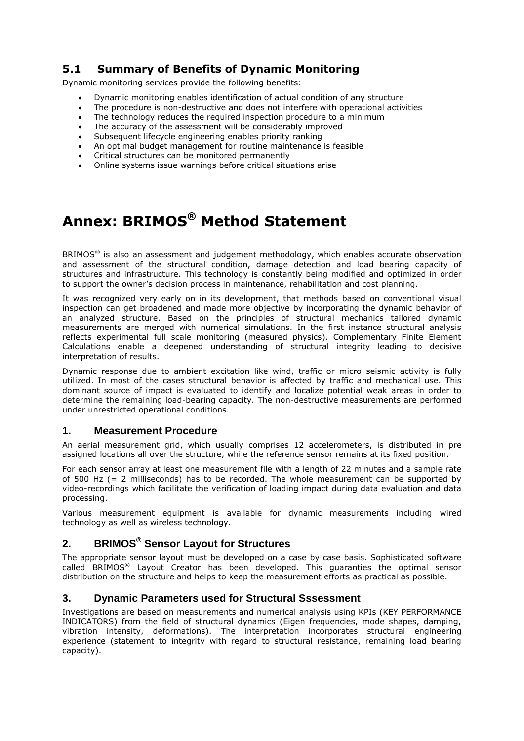## 5.1 Summary of Benefits of Dynamic Monitoring

Dynamic monitoring services provide the following benefits:

- Dynamic monitoring enables identification of actual condition of any structure
- The procedure is non-destructive and does not interfere with operational activities
- The technology reduces the required inspection procedure to a minimum
- The accuracy of the assessment will be considerably improved
- Subsequent lifecycle engineering enables priority ranking
- An optimal budget management for routine maintenance is feasible
- Critical structures can be monitored permanently
- Online systems issue warnings before critical situations arise

# Annex: BRIMOS® Method Statement

BRIMOS® is also an assessment and judgement methodology, which enables accurate observation and assessment of the structural condition, damage detection and load bearing capacity of structures and infrastructure. This technology is constantly being modified and optimized in order to support the owner's decision process in maintenance, rehabilitation and cost planning.

It was recognized very early on in its development, that methods based on conventional visual inspection can get broadened and made more objective by incorporating the dynamic behavior of an analyzed structure. Based on the principles of structural mechanics tailored dynamic measurements are merged with numerical simulations. In the first instance structural analysis reflects experimental full scale monitoring (measured physics). Complementary Finite Element Calculations enable a deepened understanding of structural integrity leading to decisive interpretation of results.

Dynamic response due to ambient excitation like wind, traffic or micro seismic activity is fully utilized. In most of the cases structural behavior is affected by traffic and mechanical use. This dominant source of impact is evaluated to identify and localize potential weak areas in order to determine the remaining load-bearing capacity. The non-destructive measurements are performed under unrestricted operational conditions.

## 1. Measurement Procedure

An aerial measurement grid, which usually comprises 12 accelerometers, is distributed in pre assigned locations all over the structure, while the reference sensor remains at its fixed position.

For each sensor array at least one measurement file with a length of 22 minutes and a sample rate of 500 Hz (= 2 milliseconds) has to be recorded. The whole measurement can be supported by video-recordings which facilitate the verification of loading impact during data evaluation and data processing.

Various measurement equipment is available for dynamic measurements including wired technology as well as wireless technology.

## 2. BRIMOS® Sensor Layout for Structures

The appropriate sensor layout must be developed on a case by case basis. Sophisticated software called BRIMOS® Layout Creator has been developed. This guaranties the optimal sensor distribution on the structure and helps to keep the measurement efforts as practical as possible.

## 3. Dynamic Parameters used for Structural Sssessment

Investigations are based on measurements and numerical analysis using KPIs (KEY PERFORMANCE INDICATORS) from the field of structural dynamics (Eigen frequencies, mode shapes, damping, vibration intensity, deformations). The interpretation incorporates structural engineering experience (statement to integrity with regard to structural resistance, remaining load bearing capacity).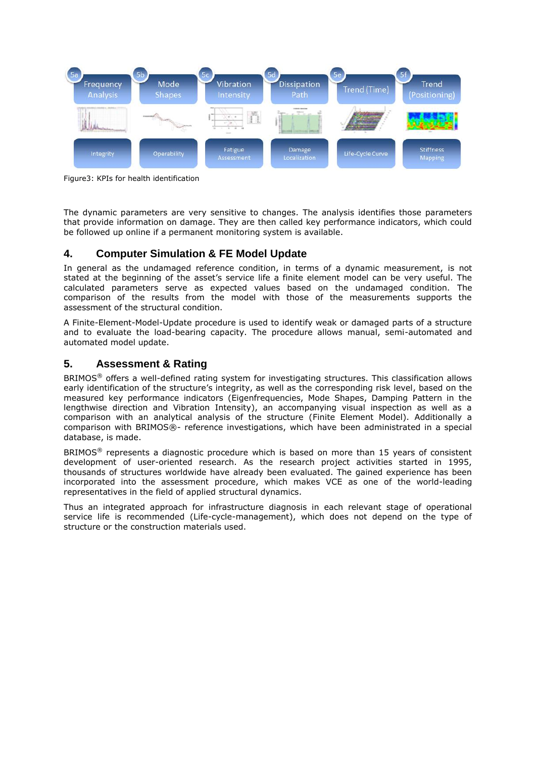5a Frequency Analysis
5b Mode Shapes
5c Vibration Intensity
5d Dissipation Path
5e Trend (Time)
5f Trend (Positioning)

Integrity
Operability
Fatigue Assessment
Damage Localization
Life-Cycle Curve
Stiffness Mapping

Figure3: KPIs for health identification

The dynamic parameters are very sensitive to changes. The analysis identifies those parameters that provide information on damage. They are then called key performance indicators, which could be followed up online if a permanent monitoring system is available.

## 4. Computer Simulation & FE Model Update

In general as the undamaged reference condition, in terms of a dynamic measurement, is not stated at the beginning of the asset's service life a finite element model can be very useful. The calculated parameters serve as expected values based on the undamaged condition. The comparison of the results from the model with those of the measurements supports the assessment of the structural condition.

A Finite-Element-Model-Update procedure is used to identify weak or damaged parts of a structure and to evaluate the load-bearing capacity. The procedure allows manual, semi-automated and automated model update.

## 5. Assessment & Rating

BRIMOS® offers a well-defined rating system for investigating structures. This classification allows early identification of the structure's integrity, as well as the corresponding risk level, based on the measured key performance indicators (Eigenfrequencies, Mode Shapes, Damping Pattern in the lengthwise direction and Vibration Intensity), an accompanying visual inspection as well as a comparison with an analytical analysis of the structure (Finite Element Model). Additionally a comparison with BRIMOS®- reference investigations, which have been administrated in a special database, is made.

BRIMOS® represents a diagnostic procedure which is based on more than 15 years of consistent development of user-oriented research. As the research project activities started in 1995, thousands of structures worldwide have already been evaluated. The gained experience has been incorporated into the assessment procedure, which makes VCE as one of the world-leading representatives in the field of applied structural dynamics.

Thus an integrated approach for infrastructure diagnosis in each relevant stage of operational service life is recommended (Life-cycle-management), which does not depend on the type of structure or the construction materials used.